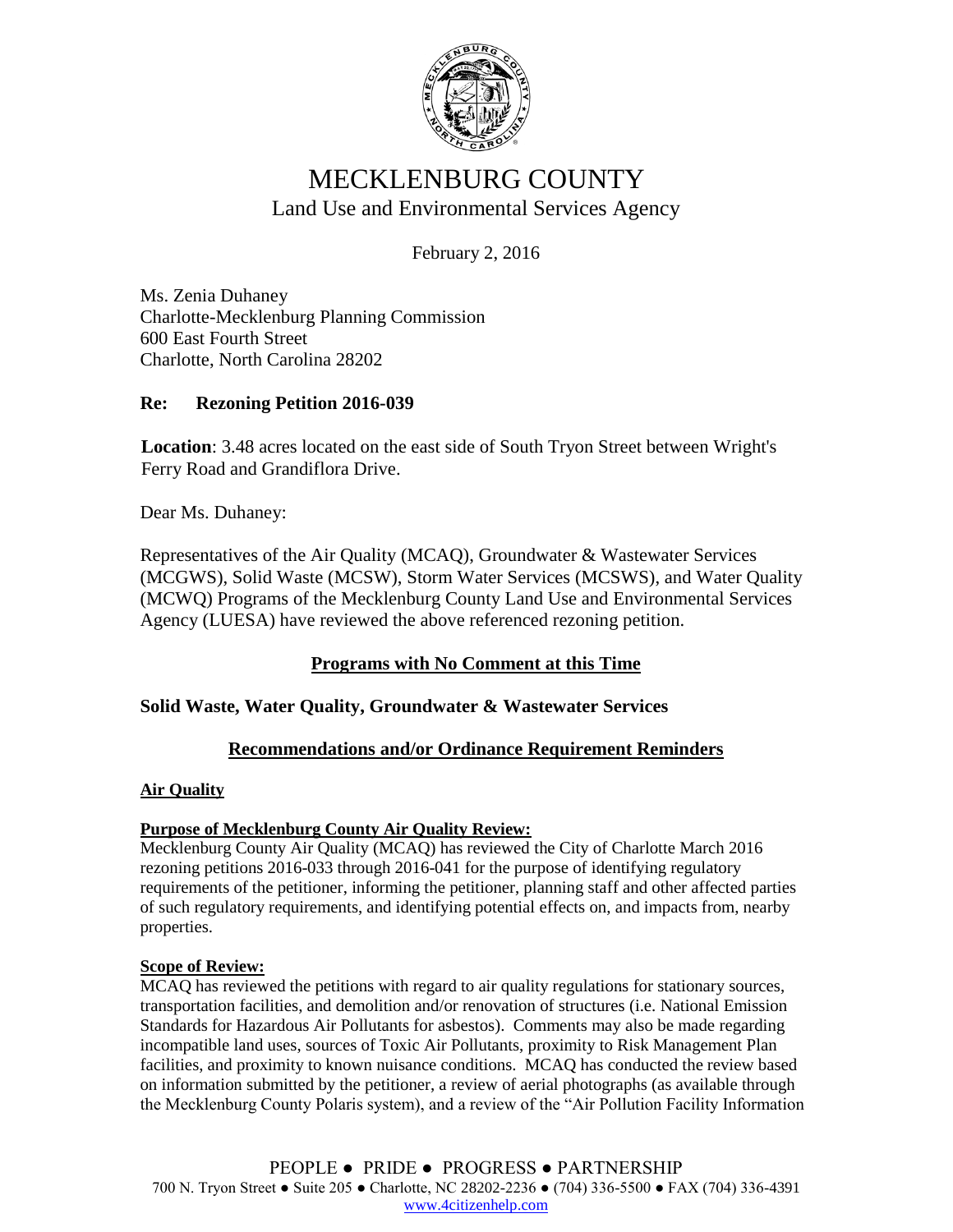# MECKLENBURG COUNTY

## Land Use and Environmental Services Agency

February 2, 2016

Ms. Zenia Duhaney
Charlotte-Mecklenburg Planning Commission
600 East Fourth Street
Charlotte, North Carolina 28202

**Re: Rezoning Petition 2016-039**

**Location**: 3.48 acres located on the east side of South Tryon Street between Wright's Ferry Road and Grandiflora Drive.

Dear Ms. Duhaney:

Representatives of the Air Quality (MCAQ), Groundwater & Wastewater Services (MCGWS), Solid Waste (MCSW), Storm Water Services (MCSWS), and Water Quality (MCWQ) Programs of the Mecklenburg County Land Use and Environmental Services Agency (LUESA) have reviewed the above referenced rezoning petition.

**Programs with No Comment at this Time**

**Solid Waste, Water Quality, Groundwater & Wastewater Services**

**Recommendations and/or Ordinance Requirement Reminders**

**Air Quality**

**Purpose of Mecklenburg County Air Quality Review:**
Mecklenburg County Air Quality (MCAQ) has reviewed the City of Charlotte March 2016 rezoning petitions 2016-033 through 2016-041 for the purpose of identifying regulatory requirements of the petitioner, informing the petitioner, planning staff and other affected parties of such regulatory requirements, and identifying potential effects on, and impacts from, nearby properties.

**Scope of Review:**
MCAQ has reviewed the petitions with regard to air quality regulations for stationary sources, transportation facilities, and demolition and/or renovation of structures (i.e. National Emission Standards for Hazardous Air Pollutants for asbestos). Comments may also be made regarding incompatible land uses, sources of Toxic Air Pollutants, proximity to Risk Management Plan facilities, and proximity to known nuisance conditions. MCAQ has conducted the review based on information submitted by the petitioner, a review of aerial photographs (as available through the Mecklenburg County Polaris system), and a review of the "Air Pollution Facility Information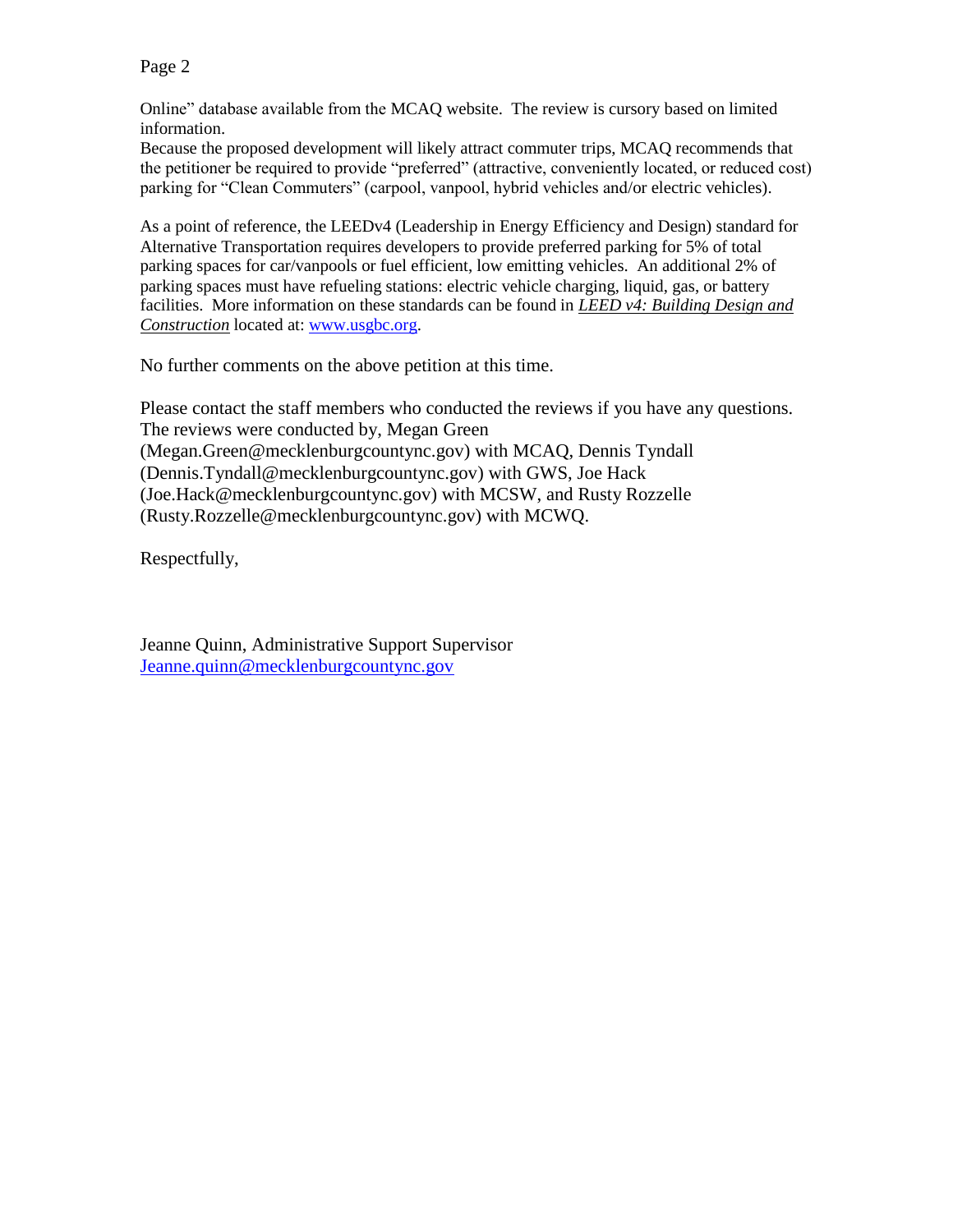Online" database available from the MCAQ website. The review is cursory based on limited information.
Because the proposed development will likely attract commuter trips, MCAQ recommends that the petitioner be required to provide "preferred" (attractive, conveniently located, or reduced cost) parking for "Clean Commuters" (carpool, vanpool, hybrid vehicles and/or electric vehicles).

As a point of reference, the LEEDv4 (Leadership in Energy Efficiency and Design) standard for Alternative Transportation requires developers to provide preferred parking for 5% of total parking spaces for car/vanpools or fuel efficient, low emitting vehicles. An additional 2% of parking spaces must have refueling stations: electric vehicle charging, liquid, gas, or battery facilities. More information on these standards can be found in ***LEED v4: Building Design and Construction*** located at: www.usgbc.org.

No further comments on the above petition at this time.

Please contact the staff members who conducted the reviews if you have any questions. The reviews were conducted by, Megan Green (Megan.Green@mecklenburgcountync.gov) with MCAQ, Dennis Tyndall (Dennis.Tyndall@mecklenburgcountync.gov) with GWS, Joe Hack (Joe.Hack@mecklenburgcountync.gov) with MCSW, and Rusty Rozzelle (Rusty.Rozzelle@mecklenburgcountync.gov) with MCWQ.

Respectfully,

Jeanne Quinn, Administrative Support Supervisor
Jeanne.quinn@mecklenburgcountync.gov